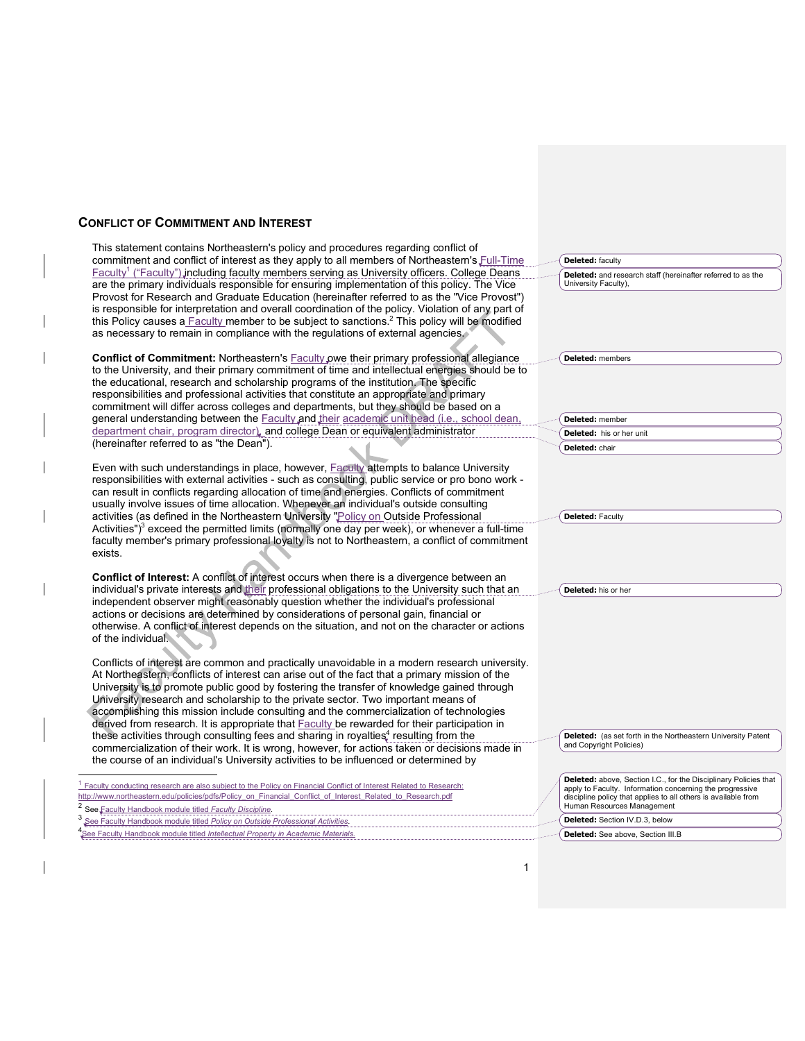# Conflict of Commitment and Interest

This statement contains Northeastern's policy and procedures regarding conflict of commitment and conflict of interest as they apply to all members of Northeastern's Full-Time Faculty[1] ("Faculty") including faculty members serving as University officers. College Deans are the primary individuals responsible for ensuring implementation of this policy. The Vice Provost for Research and Graduate Education (hereinafter referred to as the "Vice Provost") is responsible for interpretation and overall coordination of the policy. Violation of any part of this Policy causes a Faculty member to be subject to sanctions.[2] This policy will be modified as necessary to remain in compliance with the regulations of external agencies.

**Conflict of Commitment:** Northeastern's Faculty owe their primary professional allegiance to the University, and their primary commitment of time and intellectual energies should be to the educational, research and scholarship programs of the institution. The specific responsibilities and professional activities that constitute an appropriate and primary commitment will differ across colleges and departments, but they should be based on a general understanding between the Faculty and their academic unit head (i.e., school dean, department chair, program director), and college Dean or equivalent administrator (hereinafter referred to as "the Dean").

Even with such understandings in place, however, Faculty attempts to balance University responsibilities with external activities - such as consulting, public service or pro bono work - can result in conflicts regarding allocation of time and energies. Conflicts of commitment usually involve issues of time allocation. Whenever an individual's outside consulting activities (as defined in the Northeastern University "Policy on Outside Professional Activities")[3] exceed the permitted limits (normally one day per week), or whenever a full-time faculty member's primary professional loyalty is not to Northeastern, a conflict of commitment exists.

**Conflict of Interest:** A conflict of interest occurs when there is a divergence between an individual's private interests and their professional obligations to the University such that an independent observer might reasonably question whether the individual's professional actions or decisions are determined by considerations of personal gain, financial or otherwise. A conflict of interest depends on the situation, and not on the character or actions of the individual.

Conflicts of interest are common and practically unavoidable in a modern research university. At Northeastern, conflicts of interest can arise out of the fact that a primary mission of the University is to promote public good by fostering the transfer of knowledge gained through University research and scholarship to the private sector. Two important means of accomplishing this mission include consulting and the commercialization of technologies derived from research. It is appropriate that Faculty be rewarded for their participation in these activities through consulting fees and sharing in royalties[4] resulting from the commercialization of their work. It is wrong, however, for actions taken or decisions made in the course of an individual's University activities to be influenced or determined by

---

[1] Faculty conducting research are also subject to the Policy on Financial Conflict of Interest Related to Research: http://www.northeastern.edu/policies/pdfs/Policy_on_Financial_Conflict_of_Interest_Related_to_Research.pdf

[2] See Faculty Handbook module titled *Faculty Discipline*.

[3] See Faculty Handbook module titled *Policy on Outside Professional Activities*.

[4] See Faculty Handbook module titled *Intellectual Property in Academic Materials.*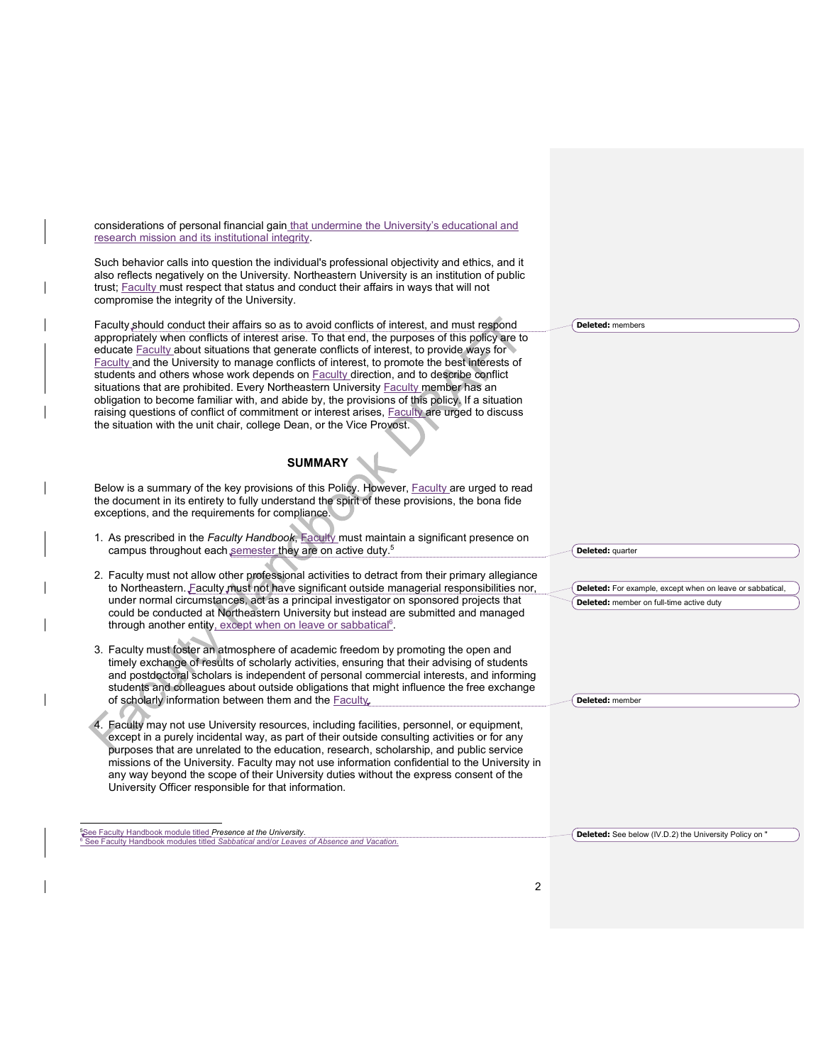considerations of personal financial gain that undermine the University's educational and research mission and its institutional integrity.

Such behavior calls into question the individual's professional objectivity and ethics, and it also reflects negatively on the University. Northeastern University is an institution of public trust; Faculty must respect that status and conduct their affairs in ways that will not compromise the integrity of the University.

Faculty should conduct their affairs so as to avoid conflicts of interest, and must respond appropriately when conflicts of interest arise. To that end, the purposes of this policy are to educate Faculty about situations that generate conflicts of interest, to provide ways for Faculty and the University to manage conflicts of interest, to promote the best interests of students and others whose work depends on Faculty direction, and to describe conflict situations that are prohibited. Every Northeastern University Faculty member has an obligation to become familiar with, and abide by, the provisions of this policy. If a situation raising questions of conflict of commitment or interest arises, Faculty are urged to discuss the situation with the unit chair, college Dean, or the Vice Provost.

## SUMMARY

Below is a summary of the key provisions of this Policy. However, Faculty are urged to read the document in its entirety to fully understand the spirit of these provisions, the bona fide exceptions, and the requirements for compliance.

1. As prescribed in the *Faculty Handbook*, Faculty must maintain a significant presence on campus throughout each semester they are on active duty.[5]

2. Faculty must not allow other professional activities to detract from their primary allegiance to Northeastern. Faculty must not have significant outside managerial responsibilities nor, under normal circumstances, act as a principal investigator on sponsored projects that could be conducted at Northeastern University but instead are submitted and managed through another entity, except when on leave or sabbatical[6].

3. Faculty must foster an atmosphere of academic freedom by promoting the open and timely exchange of results of scholarly activities, ensuring that their advising of students and postdoctoral scholars is independent of personal commercial interests, and informing students and colleagues about outside obligations that might influence the free exchange of scholarly information between them and the Faculty.

4. Faculty may not use University resources, including facilities, personnel, or equipment, except in a purely incidental way, as part of their outside consulting activities or for any purposes that are unrelated to the education, research, scholarship, and public service missions of the University. Faculty may not use information confidential to the University in any way beyond the scope of their University duties without the express consent of the University Officer responsible for that information.

---

[5] See Faculty Handbook module titled *Presence at the University*.

[6] See Faculty Handbook modules titled *Sabbatical* and/or *Leaves of Absence and Vacation*.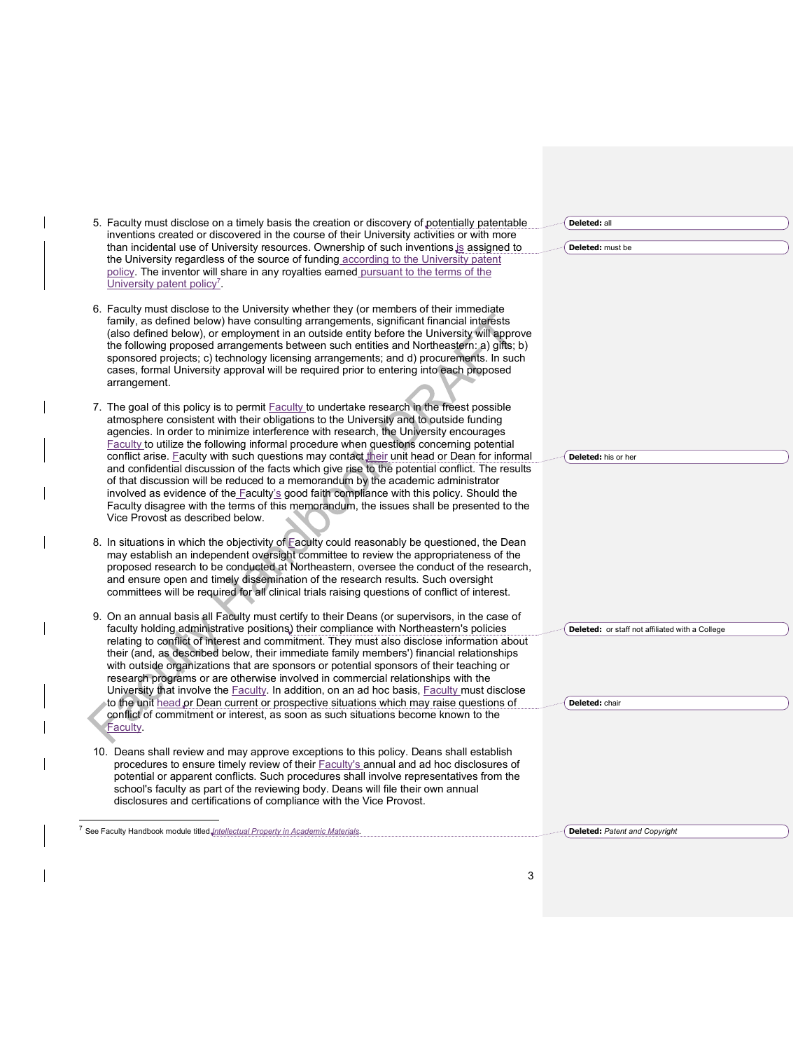5. Faculty must disclose on a timely basis the creation or discovery of potentially patentable inventions created or discovered in the course of their University activities or with more than incidental use of University resources. Ownership of such inventions is assigned to the University regardless of the source of funding according to the University patent policy. The inventor will share in any royalties earned pursuant to the terms of the University patent policy[7].

6. Faculty must disclose to the University whether they (or members of their immediate family, as defined below) have consulting arrangements, significant financial interests (also defined below), or employment in an outside entity before the University will approve the following proposed arrangements between such entities and Northeastern: a) gifts; b) sponsored projects; c) technology licensing arrangements; and d) procurements. In such cases, formal University approval will be required prior to entering into each proposed arrangement.

7. The goal of this policy is to permit Faculty to undertake research in the freest possible atmosphere consistent with their obligations to the University and to outside funding agencies. In order to minimize interference with research, the University encourages Faculty to utilize the following informal procedure when questions concerning potential conflict arise. Faculty with such questions may contact their unit head or Dean for informal and confidential discussion of the facts which give rise to the potential conflict. The results of that discussion will be reduced to a memorandum by the academic administrator involved as evidence of the Faculty's good faith compliance with this policy. Should the Faculty disagree with the terms of this memorandum, the issues shall be presented to the Vice Provost as described below.

8. In situations in which the objectivity of Faculty could reasonably be questioned, the Dean may establish an independent oversight committee to review the appropriateness of the proposed research to be conducted at Northeastern, oversee the conduct of the research, and ensure open and timely dissemination of the research results. Such oversight committees will be required for all clinical trials raising questions of conflict of interest.

9. On an annual basis all Faculty must certify to their Deans (or supervisors, in the case of faculty holding administrative positions) their compliance with Northeastern's policies relating to conflict of interest and commitment. They must also disclose information about their (and, as described below, their immediate family members') financial relationships with outside organizations that are sponsors or potential sponsors of their teaching or research programs or are otherwise involved in commercial relationships with the University that involve the Faculty. In addition, on an ad hoc basis, Faculty must disclose to the unit head or Dean current or prospective situations which may raise questions of conflict of commitment or interest, as soon as such situations become known to the Faculty.

10. Deans shall review and may approve exceptions to this policy. Deans shall establish procedures to ensure timely review of their Faculty's annual and ad hoc disclosures of potential or apparent conflicts. Such procedures shall involve representatives from the school's faculty as part of the reviewing body. Deans will file their own annual disclosures and certifications of compliance with the Vice Provost.

[7] See Faculty Handbook module titled *Intellectual Property in Academic Materials*.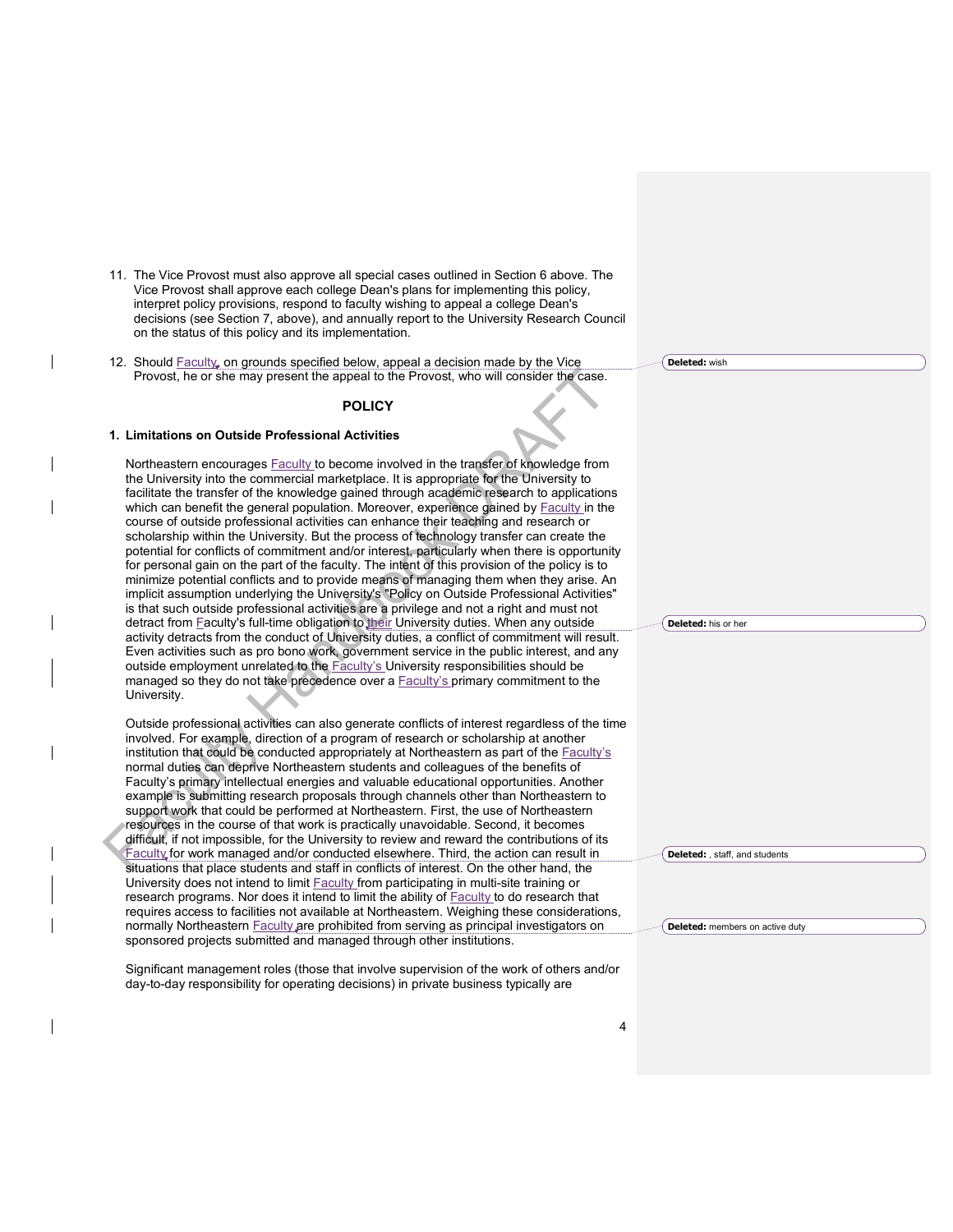11. The Vice Provost must also approve all special cases outlined in Section 6 above. The Vice Provost shall approve each college Dean's plans for implementing this policy, interpret policy provisions, respond to faculty wishing to appeal a college Dean's decisions (see Section 7, above), and annually report to the University Research Council on the status of this policy and its implementation.

12. Should Faculty, on grounds specified below, appeal a decision made by the Vice Provost, he or she may present the appeal to the Provost, who will consider the case.

## POLICY

### 1. Limitations on Outside Professional Activities

Northeastern encourages Faculty to become involved in the transfer of knowledge from the University into the commercial marketplace. It is appropriate for the University to facilitate the transfer of the knowledge gained through academic research to applications which can benefit the general population. Moreover, experience gained by Faculty in the course of outside professional activities can enhance their teaching and research or scholarship within the University. But the process of technology transfer can create the potential for conflicts of commitment and/or interest, particularly when there is opportunity for personal gain on the part of the faculty. The intent of this provision of the policy is to minimize potential conflicts and to provide means of managing them when they arise. An implicit assumption underlying the University's "Policy on Outside Professional Activities" is that such outside professional activities are a privilege and not a right and must not detract from Faculty's full-time obligation to their University duties. When any outside activity detracts from the conduct of University duties, a conflict of commitment will result. Even activities such as pro bono work, government service in the public interest, and any outside employment unrelated to the Faculty's University responsibilities should be managed so they do not take precedence over a Faculty's primary commitment to the University.

Outside professional activities can also generate conflicts of interest regardless of the time involved. For example, direction of a program of research or scholarship at another institution that could be conducted appropriately at Northeastern as part of the Faculty's normal duties can deprive Northeastern students and colleagues of the benefits of Faculty's primary intellectual energies and valuable educational opportunities. Another example is submitting research proposals through channels other than Northeastern to support work that could be performed at Northeastern. First, the use of Northeastern resources in the course of that work is practically unavoidable. Second, it becomes difficult, if not impossible, for the University to review and reward the contributions of its Faculty for work managed and/or conducted elsewhere. Third, the action can result in situations that place students and staff in conflicts of interest. On the other hand, the University does not intend to limit Faculty from participating in multi-site training or research programs. Nor does it intend to limit the ability of Faculty to do research that requires access to facilities not available at Northeastern. Weighing these considerations, normally Northeastern Faculty are prohibited from serving as principal investigators on sponsored projects submitted and managed through other institutions.

Significant management roles (those that involve supervision of the work of others and/or day-to-day responsibility for operating decisions) in private business typically are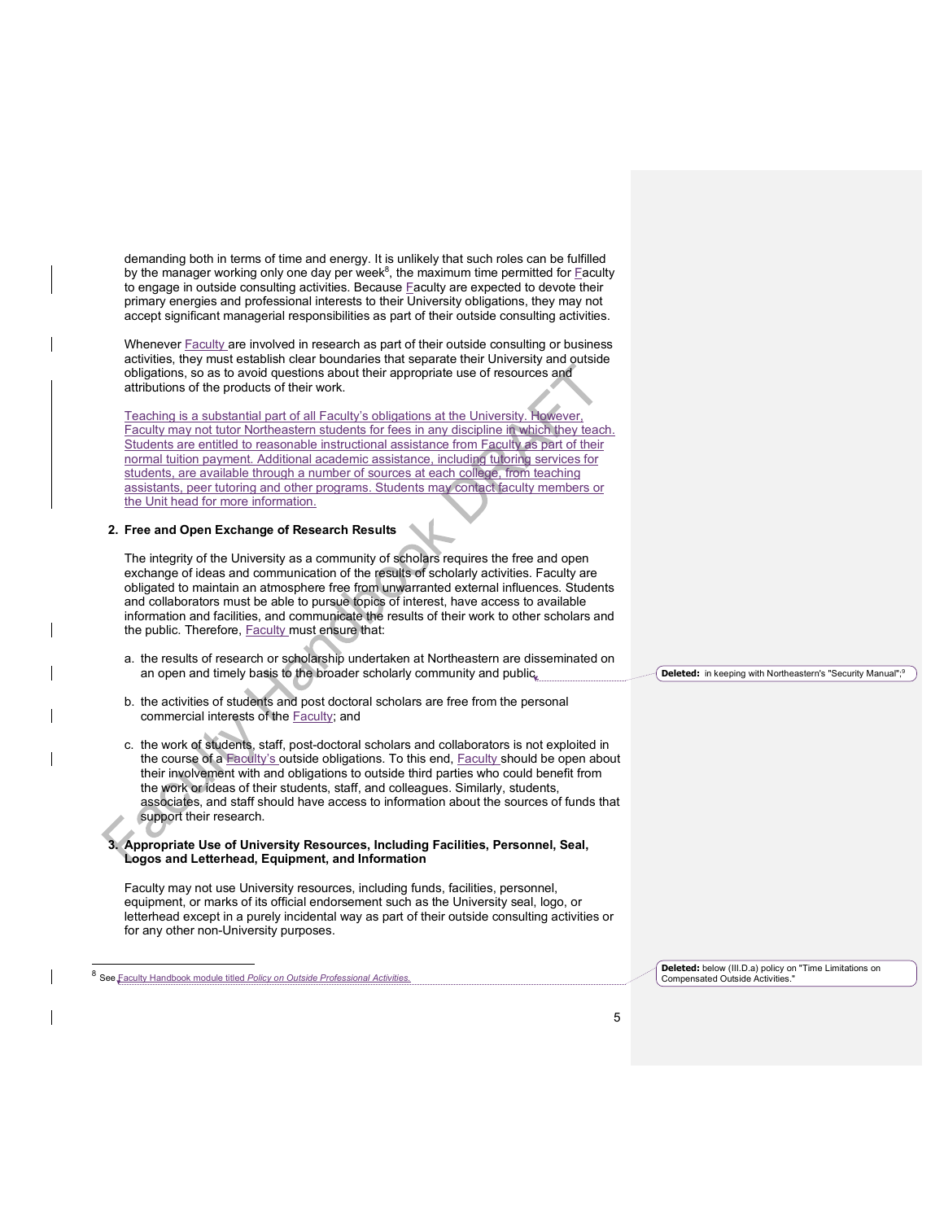demanding both in terms of time and energy. It is unlikely that such roles can be fulfilled by the manager working only one day per week[8], the maximum time permitted for Faculty to engage in outside consulting activities. Because Faculty are expected to devote their primary energies and professional interests to their University obligations, they may not accept significant managerial responsibilities as part of their outside consulting activities.

Whenever Faculty are involved in research as part of their outside consulting or business activities, they must establish clear boundaries that separate their University and outside obligations, so as to avoid questions about their appropriate use of resources and attributions of the products of their work.

Teaching is a substantial part of all Faculty's obligations at the University. However, Faculty may not tutor Northeastern students for fees in any discipline in which they teach. Students are entitled to reasonable instructional assistance from Faculty as part of their normal tuition payment. Additional academic assistance, including tutoring services for students, are available through a number of sources at each college, from teaching assistants, peer tutoring and other programs. Students may contact faculty members or the Unit head for more information.

**2. Free and Open Exchange of Research Results**

The integrity of the University as a community of scholars requires the free and open exchange of ideas and communication of the results of scholarly activities. Faculty are obligated to maintain an atmosphere free from unwarranted external influences. Students and collaborators must be able to pursue topics of interest, have access to available information and facilities, and communicate the results of their work to other scholars and the public. Therefore, Faculty must ensure that:

a. the results of research or scholarship undertaken at Northeastern are disseminated on an open and timely basis to the broader scholarly community and public.

b. the activities of students and post doctoral scholars are free from the personal commercial interests of the Faculty; and

c. the work of students, staff, post-doctoral scholars and collaborators is not exploited in the course of a Faculty's outside obligations. To this end, Faculty should be open about their involvement with and obligations to outside third parties who could benefit from the work or ideas of their students, staff, and colleagues. Similarly, students, associates, and staff should have access to information about the sources of funds that support their research.

**3. Appropriate Use of University Resources, Including Facilities, Personnel, Seal, Logos and Letterhead, Equipment, and Information**

Faculty may not use University resources, including funds, facilities, personnel, equipment, or marks of its official endorsement such as the University seal, logo, or letterhead except in a purely incidental way as part of their outside consulting activities or for any other non-University purposes.

[8] See Faculty Handbook module titled *Policy on Outside Professional Activities.*

Deleted: in keeping with Northeastern's "Security Manual";[9]

Deleted: below (III.D.a) policy on "Time Limitations on Compensated Outside Activities."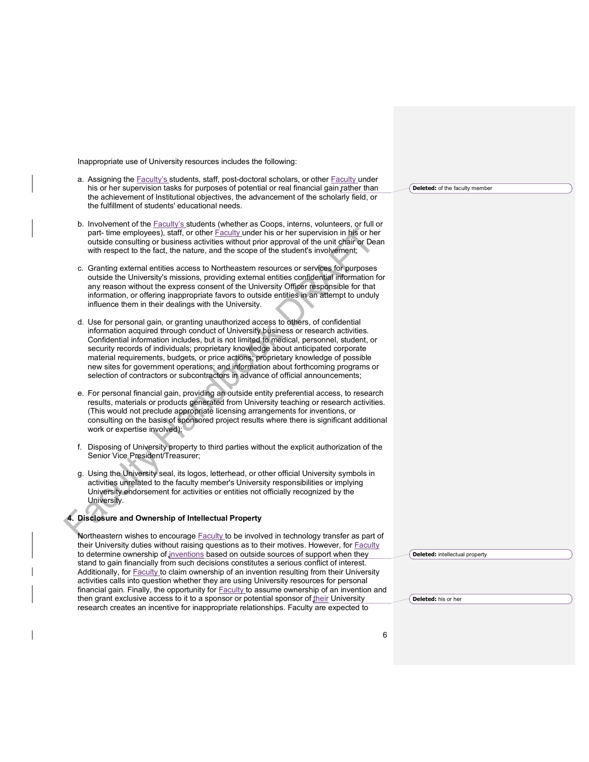Inappropriate use of University resources includes the following:

a. Assigning the Faculty's students, staff, post-doctoral scholars, or other Faculty under his or her supervision tasks for purposes of potential or real financial gain rather than the achievement of Institutional objectives, the advancement of the scholarly field, or the fulfillment of students' educational needs.

b. Involvement of the Faculty's students (whether as Coops, interns, volunteers, or full or part- time employees), staff, or other Faculty under his or her supervision in his or her outside consulting or business activities without prior approval of the unit chair or Dean with respect to the fact, the nature, and the scope of the student's involvement;

c. Granting external entities access to Northeastern resources or services for purposes outside the University's missions, providing external entities confidential information for any reason without the express consent of the University Officer responsible for that information, or offering inappropriate favors to outside entities in an attempt to unduly influence them in their dealings with the University.

d. Use for personal gain, or granting unauthorized access to others, of confidential information acquired through conduct of University business or research activities. Confidential information includes, but is not limited to medical, personnel, student, or security records of individuals; proprietary knowledge about anticipated corporate material requirements, budgets, or price actions; proprietary knowledge of possible new sites for government operations; and information about forthcoming programs or selection of contractors or subcontractors in advance of official announcements;

e. For personal financial gain, providing an outside entity preferential access, to research results, materials or products generated from University teaching or research activities. (This would not preclude appropriate licensing arrangements for inventions, or consulting on the basis of sponsored project results where there is significant additional work or expertise involved);

f. Disposing of University property to third parties without the explicit authorization of the Senior Vice President/Treasurer;

g. Using the University seal, its logos, letterhead, or other official University symbols in activities unrelated to the faculty member's University responsibilities or implying University endorsement for activities or entities not officially recognized by the University.

**4. Disclosure and Ownership of Intellectual Property**

Northeastern wishes to encourage Faculty to be involved in technology transfer as part of their University duties without raising questions as to their motives. However, for Faculty to determine ownership of inventions based on outside sources of support when they stand to gain financially from such decisions constitutes a serious conflict of interest. Additionally, for Faculty to claim ownership of an invention resulting from their University activities calls into question whether they are using University resources for personal financial gain. Finally, the opportunity for Faculty to assume ownership of an invention and then grant exclusive access to it to a sponsor or potential sponsor of their University research creates an incentive for inappropriate relationships. Faculty are expected to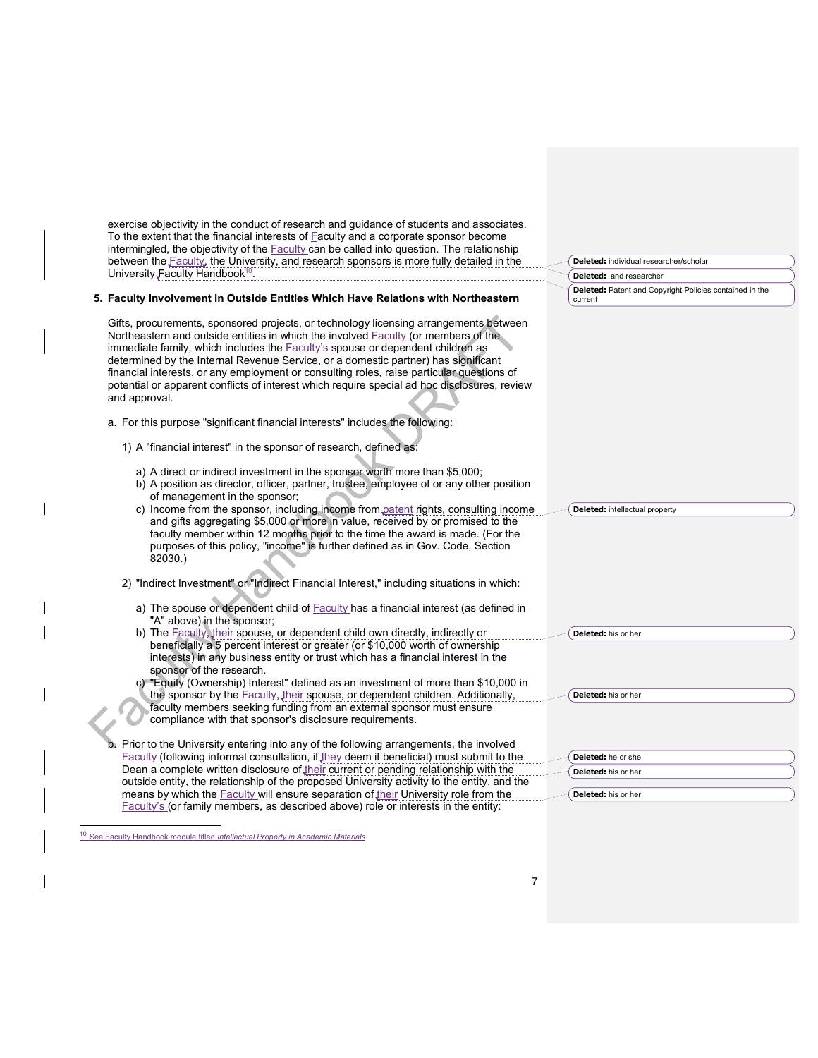exercise objectivity in the conduct of research and guidance of students and associates. To the extent that the financial interests of Faculty and a corporate sponsor become intermingled, the objectivity of the Faculty can be called into question. The relationship between the Faculty, the University, and research sponsors is more fully detailed in the University Faculty Handbook[10].

**5. Faculty Involvement in Outside Entities Which Have Relations with Northeastern**

Gifts, procurements, sponsored projects, or technology licensing arrangements between Northeastern and outside entities in which the involved Faculty (or members of the immediate family, which includes the Faculty's spouse or dependent children as determined by the Internal Revenue Service, or a domestic partner) has significant financial interests, or any employment or consulting roles, raise particular questions of potential or apparent conflicts of interest which require special ad hoc disclosures, review and approval.

a. For this purpose "significant financial interests" includes the following:

1) A "financial interest" in the sponsor of research, defined as:

a) A direct or indirect investment in the sponsor worth more than $5,000;
b) A position as director, officer, partner, trustee, employee of or any other position of management in the sponsor;
c) Income from the sponsor, including income from patent rights, consulting income and gifts aggregating $5,000 or more in value, received by or promised to the faculty member within 12 months prior to the time the award is made. (For the purposes of this policy, "income" is further defined as in Gov. Code, Section 82030.)

2) "Indirect Investment" or "Indirect Financial Interest," including situations in which:

a) The spouse or dependent child of Faculty has a financial interest (as defined in "A" above) in the sponsor;
b) The Faculty, their spouse, or dependent child own directly, indirectly or beneficially a 5 percent interest or greater (or $10,000 worth of ownership interests) in any business entity or trust which has a financial interest in the sponsor of the research.
c) "Equity (Ownership) Interest" defined as an investment of more than $10,000 in the sponsor by the Faculty, their spouse, or dependent children. Additionally, faculty members seeking funding from an external sponsor must ensure compliance with that sponsor's disclosure requirements.

b. Prior to the University entering into any of the following arrangements, the involved Faculty (following informal consultation, if they deem it beneficial) must submit to the Dean a complete written disclosure of their current or pending relationship with the outside entity, the relationship of the proposed University activity to the entity, and the means by which the Faculty will ensure separation of their University role from the Faculty's (or family members, as described above) role or interests in the entity:

[10] See Faculty Handbook module titled *Intellectual Property in Academic Materials*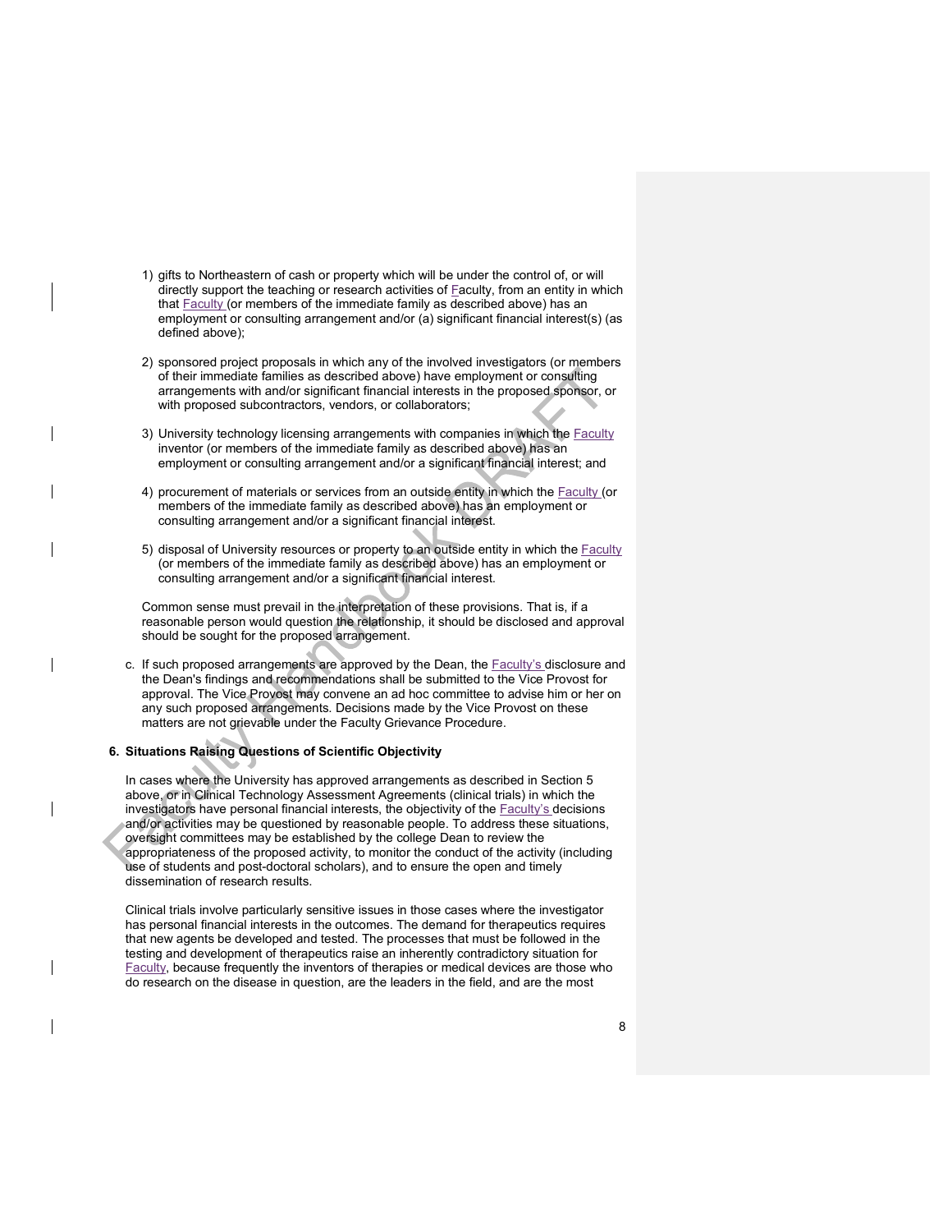1) gifts to Northeastern of cash or property which will be under the control of, or will directly support the teaching or research activities of Faculty, from an entity in which that Faculty (or members of the immediate family as described above) has an employment or consulting arrangement and/or (a) significant financial interest(s) (as defined above);

2) sponsored project proposals in which any of the involved investigators (or members of their immediate families as described above) have employment or consulting arrangements with and/or significant financial interests in the proposed sponsor, or with proposed subcontractors, vendors, or collaborators;

3) University technology licensing arrangements with companies in which the Faculty inventor (or members of the immediate family as described above) has an employment or consulting arrangement and/or a significant financial interest; and

4) procurement of materials or services from an outside entity in which the Faculty (or members of the immediate family as described above) has an employment or consulting arrangement and/or a significant financial interest.

5) disposal of University resources or property to an outside entity in which the Faculty (or members of the immediate family as described above) has an employment or consulting arrangement and/or a significant financial interest.

Common sense must prevail in the interpretation of these provisions. That is, if a reasonable person would question the relationship, it should be disclosed and approval should be sought for the proposed arrangement.

c. If such proposed arrangements are approved by the Dean, the Faculty's disclosure and the Dean's findings and recommendations shall be submitted to the Vice Provost for approval. The Vice Provost may convene an ad hoc committee to advise him or her on any such proposed arrangements. Decisions made by the Vice Provost on these matters are not grievable under the Faculty Grievance Procedure.

**6. Situations Raising Questions of Scientific Objectivity**

In cases where the University has approved arrangements as described in Section 5 above, or in Clinical Technology Assessment Agreements (clinical trials) in which the investigators have personal financial interests, the objectivity of the Faculty's decisions and/or activities may be questioned by reasonable people. To address these situations, oversight committees may be established by the college Dean to review the appropriateness of the proposed activity, to monitor the conduct of the activity (including use of students and post-doctoral scholars), and to ensure the open and timely dissemination of research results.

Clinical trials involve particularly sensitive issues in those cases where the investigator has personal financial interests in the outcomes. The demand for therapeutics requires that new agents be developed and tested. The processes that must be followed in the testing and development of therapeutics raise an inherently contradictory situation for Faculty, because frequently the inventors of therapies or medical devices are those who do research on the disease in question, are the leaders in the field, and are the most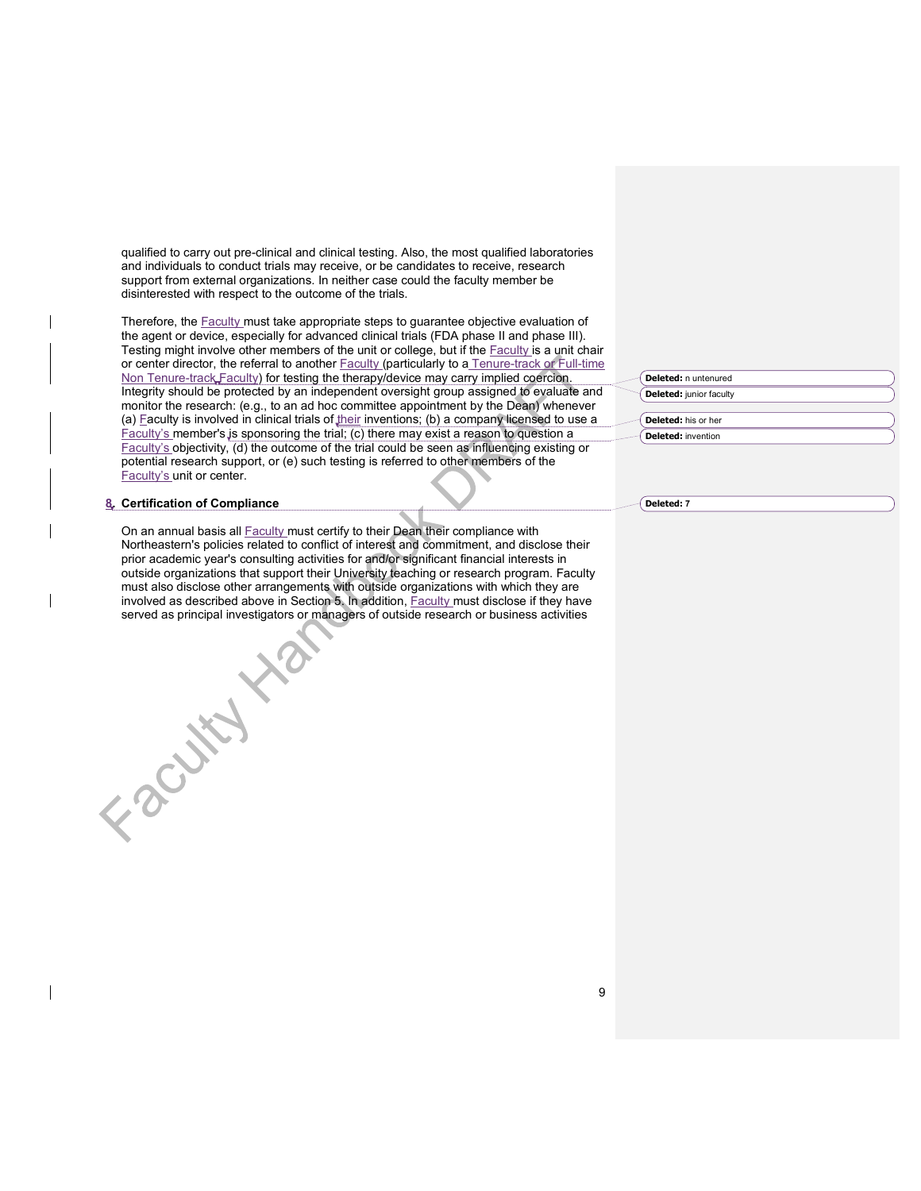qualified to carry out pre-clinical and clinical testing. Also, the most qualified laboratories and individuals to conduct trials may receive, or be candidates to receive, research support from external organizations. In neither case could the faculty member be disinterested with respect to the outcome of the trials.

Therefore, the Faculty must take appropriate steps to guarantee objective evaluation of the agent or device, especially for advanced clinical trials (FDA phase II and phase III). Testing might involve other members of the unit or college, but if the Faculty is a unit chair or center director, the referral to another Faculty (particularly to a Tenure-track or Full-time Non Tenure-track Faculty) for testing the therapy/device may carry implied coercion. Integrity should be protected by an independent oversight group assigned to evaluate and monitor the research: (e.g., to an ad hoc committee appointment by the Dean) whenever (a) Faculty is involved in clinical trials of their inventions; (b) a company licensed to use a Faculty's member's is sponsoring the trial; (c) there may exist a reason to question a Faculty's objectivity, (d) the outcome of the trial could be seen as influencing existing or potential research support, or (e) such testing is referred to other members of the Faculty's unit or center.

## 8. Certification of Compliance

On an annual basis all Faculty must certify to their Dean their compliance with Northeastern's policies related to conflict of interest and commitment, and disclose their prior academic year's consulting activities for and/or significant financial interests in outside organizations that support their University teaching or research program. Faculty must also disclose other arrangements with outside organizations with which they are involved as described above in Section 5. In addition, Faculty must disclose if they have served as principal investigators or managers of outside research or business activities